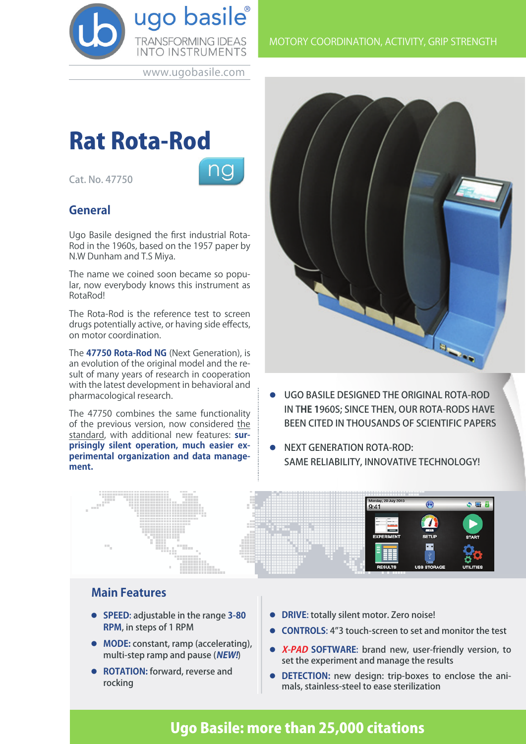ugo basile®

TRANSFORMING IDEAS INTO INSTRUMENTS

www.ugobasile.com

MOTORY COORDINATION, ACTIVITY, GRIP STRENGTH

# Rat Rota-Rod

Cat. No. 47750

ng

## General

Ugo Basile designed the first industrial Rota-Rod in the 1960s, based on the 1957 paper by N.W Dunham and T.S Miya.

The name we coined soon became so popular, now everybody knows this instrument as RotaRod!

The Rota-Rod is the reference test to screen drugs potentially active, or having side effects, on motor coordination.

The **47750 Rota-Rod NG** (Next Generation), is an evolution of the original model and the result of many years of research in cooperation with the latest development in behavioral and pharmacological research.

The 47750 combines the same functionality of the previous version, now considered the standard, with additional new features: **surprisingly silent operation, much easier experimental organization and data management.**

- UGO BASILE DESIGNED THE ORIGINAL ROTA-ROD IN THE 1960S; SINCE THEN, OUR ROTA-RODS HAVE BEEN CITED IN THOUSANDS OF SCIENTIFIC PAPERS
- NEXT GENERATION ROTA-ROD: SAME RELIABILITY, INNOVATIVE TECHNOLOGY!

## Main Features

- **SPEED:** adjustable in the range **3-80 RPM**, in steps of 1 RPM
- **MODE:** constant, ramp (accelerating), multi-step ramp and pause (***NEW!***)
- **ROTATION:** forward, reverse and rocking
- **DRIVE:** totally silent motor. Zero noise!
- **CONTROLS:** 4"3 touch-screen to set and monitor the test
- ***X-PAD* SOFTWARE:** brand new, user-friendly version, to set the experiment and manage the results
- **DETECTION:** new design: trip-boxes to enclose the animals, stainless-steel to ease sterilization

**Ugo Basile: more than 25,000 citations**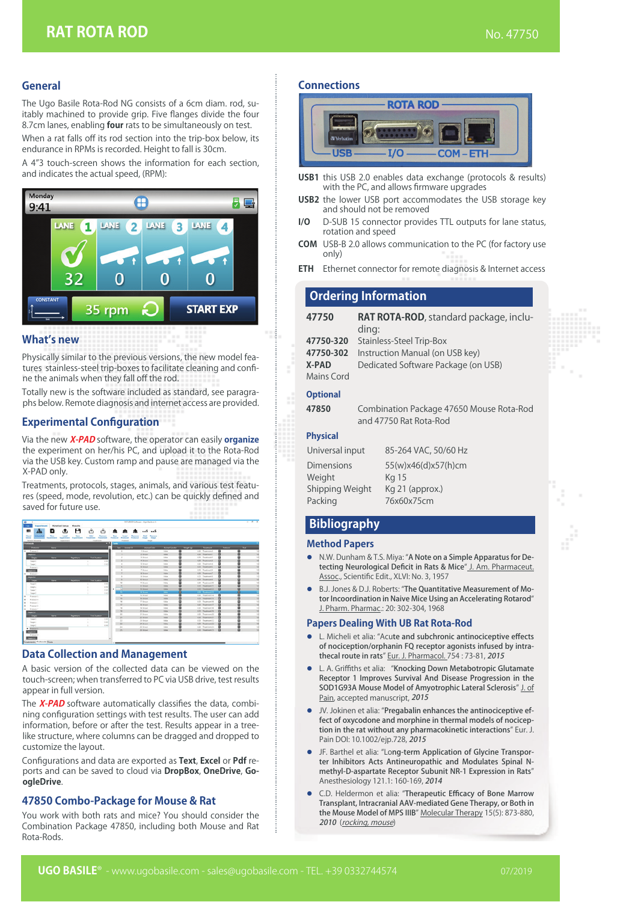# RAT ROTA ROD

No. 47750

## General

The Ugo Basile Rota-Rod NG consists of a 6cm diam. rod, suitably machined to provide grip. Five flanges divide the four 8.7cm lanes, enabling **four** rats to be simultaneously on test.

When a rat falls off its rod section into the trip-box below, its endurance in RPMs is recorded. Height to fall is 30cm.

A 4"3 touch-screen shows the information for each section, and indicates the actual speed, (RPM):

## What's new

Physically similar to the previous versions, the new model features stainless-steel trip-boxes to facilitate cleaning and confine the animals when they fall off the rod.

Totally new is the software included as standard, see paragraphs below. Remote diagnosis and internet access are provided.

## Experimental Configuration

Via the new ***X-PAD*** software, the operator can easily **organize** the experiment on her/his PC, and upload it to the Rota-Rod via the USB key. Custom ramp and pause are managed via the X-PAD only.

Treatments, protocols, stages, animals, and various test features (speed, mode, revolution, etc.) can be quickly defined and saved for future use.

## Data Collection and Management

A basic version of the collected data can be viewed on the touch-screen; when transferred to PC via USB drive, test results appear in full version.

The ***X-PAD*** software automatically classifies the data, combining configuration settings with test results. The user can add information, before or after the test. Results appear in a tree-like structure, where columns can be dragged and dropped to customize the layout.

Configurations and data are exported as **Text**, **Excel** or **Pdf** reports and can be saved to cloud via **DropBox**, **OneDrive**, **GoogleDrive**.

## 47850 Combo-Package for Mouse & Rat

You work with both rats and mice? You should consider the Combination Package 47850, including both Mouse and Rat Rota-Rods.

## Connections

| | |
|---|---|
| **USB1** | this USB 2.0 enables data exchange (protocols & results) with the PC, and allows firmware upgrades |
| **USB2** | the lower USB port accommodates the USB storage key and should not be removed |
| **I/O** | D-SUB 15 connector provides TTL outputs for lane status, rotation and speed |
| **COM** | USB-B 2.0 allows communication to the PC (for factory use only) |
| **ETH** | Ethernet connector for remote diagnosis & Internet access |

## Ordering Information

| | |
|---|---|
| **47750** | **RAT ROTA-ROD**, standard package, including: |
| **47750-320** | Stainless-Steel Trip-Box |
| **47750-302** | Instruction Manual (on USB key) |
| **X-PAD** | Dedicated Software Package (on USB) |
| Mains Cord | |

### Optional

| | |
|---|---|
| **47850** | Combination Package 47650 Mouse Rota-Rod and 47750 Rat Rota-Rod |

### Physical

| | |
|---|---|
| Universal input | 85-264 VAC, 50/60 Hz |
| Dimensions | 55(w)x46(d)x57(h)cm |
| Weight | Kg 15 |
| Shipping Weight | Kg 21 (approx.) |
| Packing | 76x60x75cm |

## Bibliography

### Method Papers

- N.W. Dunham & T.S. Miya: "**A Note on a Simple Apparatus for Detecting Neurological Deficit in Rats & Mice**" J. Am. Pharmaceut. Assoc., Scientific Edit., XLVI: No. 3, 1957
- B.J. Jones & D.J. Roberts: "**The Quantitative Measurement of Motor Incoordination in Naive Mice Using an Accelerating Rotarod**" J. Pharm. Pharmac.: 20: 302-304, 1968

### Papers Dealing With UB Rat Rota-Rod

- L. Micheli et alia: "**Acute and subchronic antinociceptive effects of nociception/orphanin FQ receptor agonists infused by intrathecal route in rats**" Eur. J. Pharmacol. 754 : 73-81, *2015*
- L. A. Griffiths et alia: "**Knocking Down Metabotropic Glutamate Receptor 1 Improves Survival And Disease Progression in the SOD1G93A Mouse Model of Amyotrophic Lateral Sclerosis**" J. of Pain, accepted manuscript, *2015*
- JV. Jokinen et alia: "**Pregabalin enhances the antinociceptive effect of oxycodone and morphine in thermal models of nociception in the rat without any pharmacokinetic interactions**" Eur. J. Pain DOI: 10.1002/ejp.728, *2015*
- JF. Barthel et alia: "**Long-term Application of Glycine Transporter Inhibitors Acts Antineuropathic and Modulates Spinal N-methyl-D-aspartate Receptor Subunit NR-1 Expression in Rats**" Anesthesiology 121.1: 160-169, *2014*
- C.D. Heldermon et alia: "**Therapeutic Efficacy of Bone Marrow Transplant, Intracranial AAV-mediated Gene Therapy, or Both in the Mouse Model of MPS IIIB**" Molecular Therapy 15(5): 873-880, *2010* (*rocking, mouse*)

**UGO BASILE®** - www.ugobasile.com - sales@ugobasile.com - TEL. +39 0332744574

07/2019